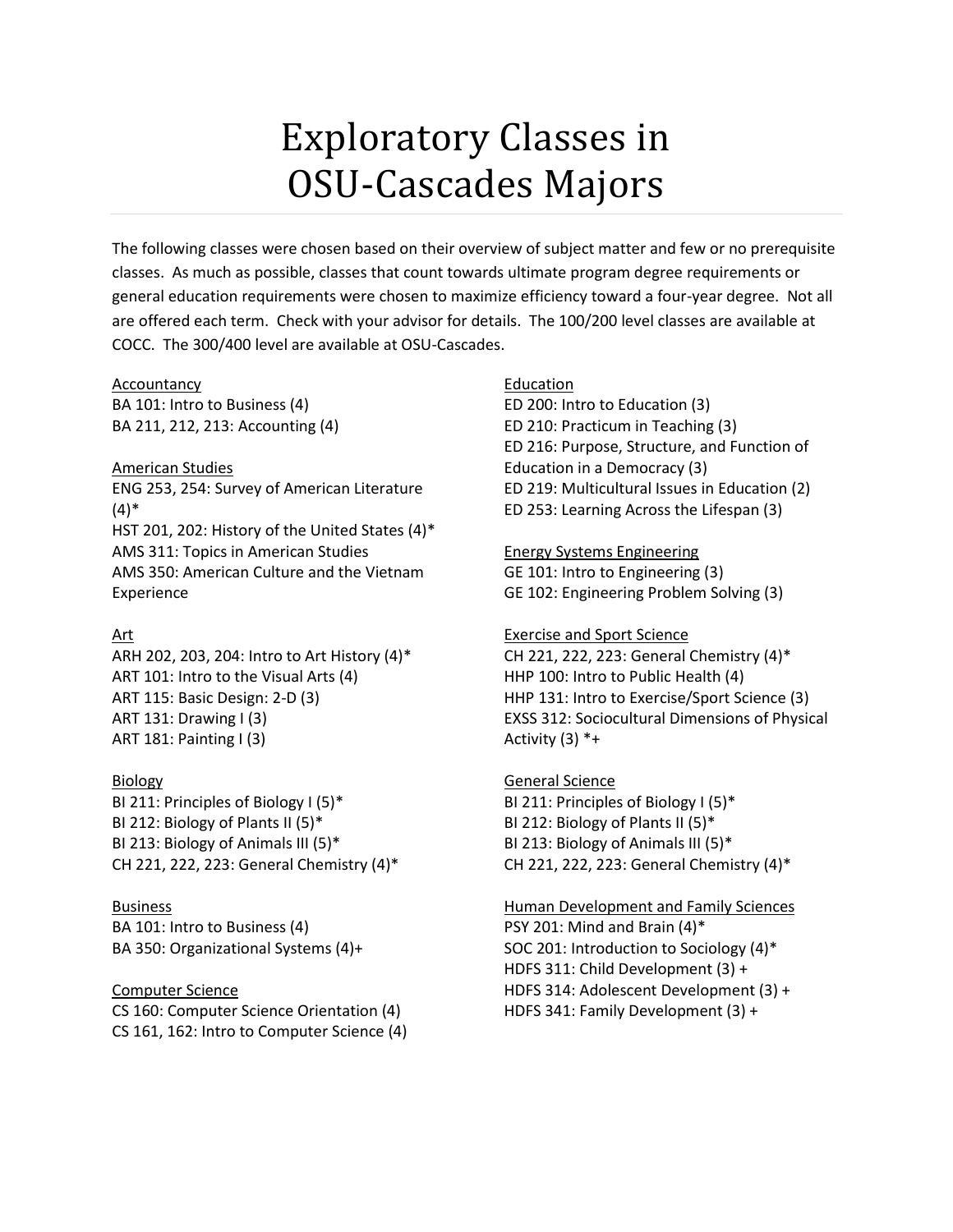# Exploratory Classes in OSU-Cascades Majors

The following classes were chosen based on their overview of subject matter and few or no prerequisite classes. As much as possible, classes that count towards ultimate program degree requirements or general education requirements were chosen to maximize efficiency toward a four-year degree. Not all are offered each term. Check with your advisor for details. The 100/200 level classes are available at COCC. The 300/400 level are available at OSU-Cascades.

<u>Accountancy</u>
BA 101: Intro to Business (4)
BA 211, 212, 213: Accounting (4)

<u>American Studies</u>
ENG 253, 254: Survey of American Literature (4)*
HST 201, 202: History of the United States (4)*
AMS 311: Topics in American Studies
AMS 350: American Culture and the Vietnam Experience

<u>Art</u>
ARH 202, 203, 204: Intro to Art History (4)*
ART 101: Intro to the Visual Arts (4)
ART 115: Basic Design: 2-D (3)
ART 131: Drawing I (3)
ART 181: Painting I (3)

<u>Biology</u>
BI 211: Principles of Biology I (5)*
BI 212: Biology of Plants II (5)*
BI 213: Biology of Animals III (5)*
CH 221, 222, 223: General Chemistry (4)*

<u>Business</u>
BA 101: Intro to Business (4)
BA 350: Organizational Systems (4)+

<u>Computer Science</u>
CS 160: Computer Science Orientation (4)
CS 161, 162: Intro to Computer Science (4)

<u>Education</u>
ED 200: Intro to Education (3)
ED 210: Practicum in Teaching (3)
ED 216: Purpose, Structure, and Function of Education in a Democracy (3)
ED 219: Multicultural Issues in Education (2)
ED 253: Learning Across the Lifespan (3)

<u>Energy Systems Engineering</u>
GE 101: Intro to Engineering (3)
GE 102: Engineering Problem Solving (3)

<u>Exercise and Sport Science</u>
CH 221, 222, 223: General Chemistry (4)*
HHP 100: Intro to Public Health (4)
HHP 131: Intro to Exercise/Sport Science (3)
EXSS 312: Sociocultural Dimensions of Physical Activity (3) *+

<u>General Science</u>
BI 211: Principles of Biology I (5)*
BI 212: Biology of Plants II (5)*
BI 213: Biology of Animals III (5)*
CH 221, 222, 223: General Chemistry (4)*

<u>Human Development and Family Sciences</u>
PSY 201: Mind and Brain (4)*
SOC 201: Introduction to Sociology (4)*
HDFS 311: Child Development (3) +
HDFS 314: Adolescent Development (3) +
HDFS 341: Family Development (3) +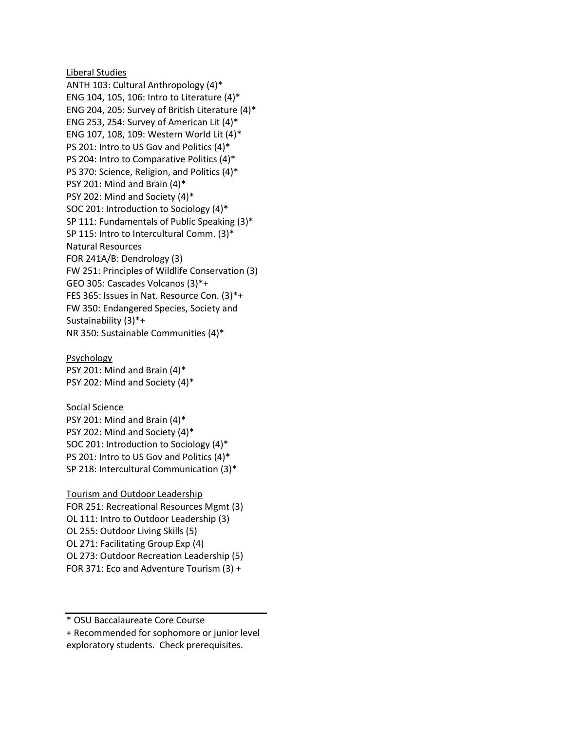Liberal Studies

ANTH 103: Cultural Anthropology (4)*
ENG 104, 105, 106: Intro to Literature (4)*
ENG 204, 205: Survey of British Literature (4)*
ENG 253, 254: Survey of American Lit (4)*
ENG 107, 108, 109: Western World Lit (4)*
PS 201: Intro to US Gov and Politics (4)*
PS 204: Intro to Comparative Politics (4)*
PS 370: Science, Religion, and Politics (4)*
PSY 201: Mind and Brain (4)*
PSY 202: Mind and Society (4)*
SOC 201: Introduction to Sociology (4)*
SP 111: Fundamentals of Public Speaking (3)*
SP 115: Intro to Intercultural Comm. (3)*

Natural Resources

FOR 241A/B: Dendrology (3)
FW 251: Principles of Wildlife Conservation (3)
GEO 305: Cascades Volcanos (3)*+
FES 365: Issues in Nat. Resource Con. (3)*+
FW 350: Endangered Species, Society and Sustainability (3)*+
NR 350: Sustainable Communities (4)*

Psychology

PSY 201: Mind and Brain (4)*
PSY 202: Mind and Society (4)*

Social Science

PSY 201: Mind and Brain (4)*
PSY 202: Mind and Society (4)*
SOC 201: Introduction to Sociology (4)*
PS 201: Intro to US Gov and Politics (4)*
SP 218: Intercultural Communication (3)*

Tourism and Outdoor Leadership

FOR 251: Recreational Resources Mgmt (3)
OL 111: Intro to Outdoor Leadership (3)
OL 255: Outdoor Living Skills (5)
OL 271: Facilitating Group Exp (4)
OL 273: Outdoor Recreation Leadership (5)
FOR 371: Eco and Adventure Tourism (3) +

---

* OSU Baccalaureate Core Course
+ Recommended for sophomore or junior level exploratory students. Check prerequisites.